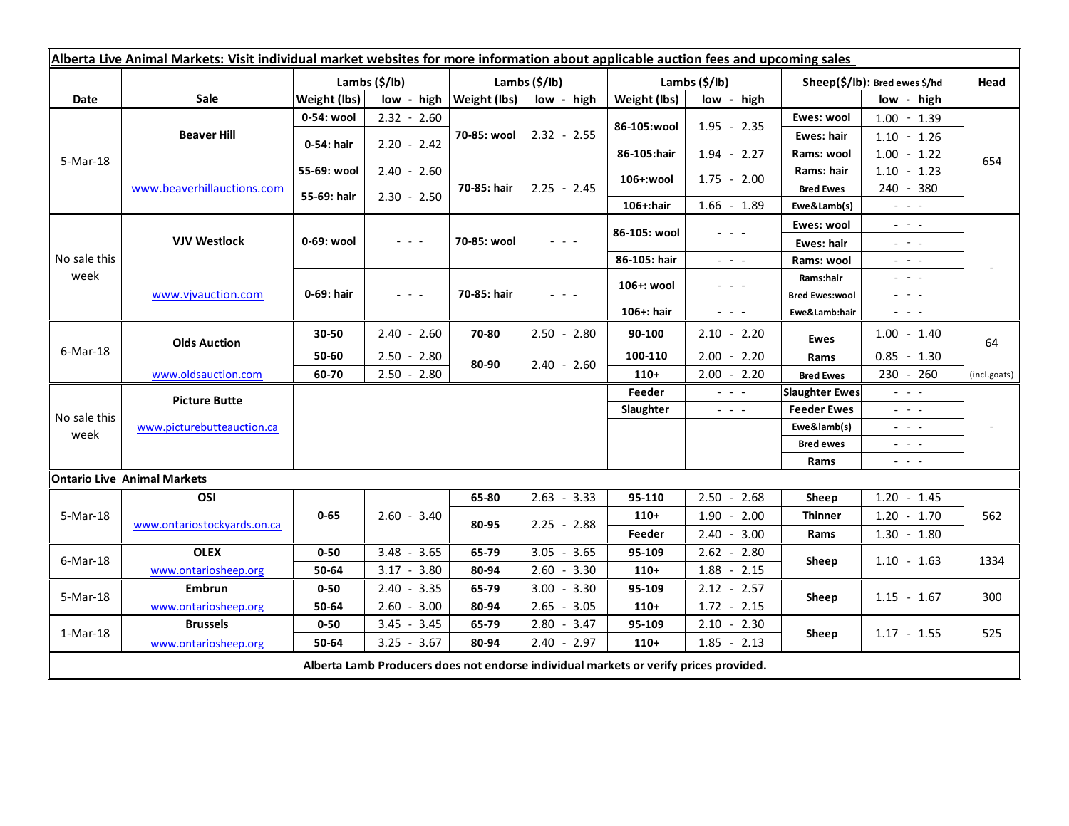**Alberta Live Animal Markets: Visit individual market websites for more information about applicable auction fees and upcoming sales**

| Date | Sale | Lambs ($/lb) | | Lambs ($/lb) | | Lambs ($/lb) | | Sheep($/lb): Bred ewes $/hd | | Head |
|---|---|---|---|---|---|---|---|---|---|---|
| | | Weight (lbs) | low - high | Weight (lbs) | low - high | Weight (lbs) | low - high | | low - high | |
| 5-Mar-18 | Beaver Hill | 0-54: wool | 2.32 - 2.60 | 70-85: wool | 2.32 - 2.55 | 86-105:wool | 1.95 - 2.35 | Ewes: wool | 1.00 - 1.39 | 654 |
| | | 0-54: hair | 2.20 - 2.42 | | | | | Ewes: hair | 1.10 - 1.26 | |
| | | | | | | 86-105:hair | 1.94 - 2.27 | Rams: wool | 1.00 - 1.22 | |
| | www.beaverhillauctions.com | 55-69: wool | 2.40 - 2.60 | 70-85: hair | 2.25 - 2.45 | 106+:wool | 1.75 - 2.00 | Rams: hair | 1.10 - 1.23 | |
| | | 55-69: hair | 2.30 - 2.50 | | | | | Bred Ewes | 240 - 380 | |
| | | | | | | 106+:hair | 1.66 - 1.89 | Ewe&Lamb(s) | - - - | |
| No sale this week | VJV Westlock | 0-69: wool | - - - | 70-85: wool | - - - | 86-105: wool | - - - | Ewes: wool | - - - | - |
| | | | | | | | | Ewes: hair | - - - | |
| | | | | | | 86-105: hair | - - - | Rams: wool | - - - | |
| | www.vjvauction.com | 0-69: hair | - - - | 70-85: hair | - - - | 106+: wool | - - - | Rams:hair | - - - | |
| | | | | | | | | Bred Ewes:wool | - - - | |
| | | | | | | 106+: hair | - - - | Ewe&Lamb:hair | - - - | |
| 6-Mar-18 | Olds Auction | 30-50 | 2.40 - 2.60 | 70-80 | 2.50 - 2.80 | 90-100 | 2.10 - 2.20 | Ewes | 1.00 - 1.40 | 64 |
| | | 50-60 | 2.50 - 2.80 | 80-90 | 2.40 - 2.60 | 100-110 | 2.00 - 2.20 | Rams | 0.85 - 1.30 | |
| | www.oldsauction.com | 60-70 | 2.50 - 2.80 | | | 110+ | 2.00 - 2.20 | Bred Ewes | 230 - 260 | (incl.goats) |
| No sale this week | Picture Butte | | | | | Feeder | - - - | Slaughter Ewes | - - - | - |
| | www.picturebutteauction.ca | | | | | Slaughter | - - - | Feeder Ewes | - - - | |
| | | | | | | | | Ewe&lamb(s) | - - - | |
| | | | | | | | | Bred ewes | - - - | |
| | | | | | | | | Rams | - - - | |

**Ontario Live Animal Markets**

| Date | Sale | Weight (lbs) | low - high | Weight (lbs) | low - high | Weight (lbs) | low - high | | low - high | Head |
|---|---|---|---|---|---|---|---|---|---|---|
| 5-Mar-18 | OSI | 0-65 | 2.60 - 3.40 | 65-80 | 2.63 - 3.33 | 95-110 | 2.50 - 2.68 | Sheep | 1.20 - 1.45 | 562 |
| | www.ontariostockyards.on.ca | | | 80-95 | 2.25 - 2.88 | 110+ | 1.90 - 2.00 | Thinner | 1.20 - 1.70 | |
| | | | | | | Feeder | 2.40 - 3.00 | Rams | 1.30 - 1.80 | |
| 6-Mar-18 | OLEX | 0-50 | 3.48 - 3.65 | 65-79 | 3.05 - 3.65 | 95-109 | 2.62 - 2.80 | Sheep | 1.10 - 1.63 | 1334 |
| | www.ontariosheep.org | 50-64 | 3.17 - 3.80 | 80-94 | 2.60 - 3.30 | 110+ | 1.88 - 2.15 | | | |
| 5-Mar-18 | Embrun | 0-50 | 2.40 - 3.35 | 65-79 | 3.00 - 3.30 | 95-109 | 2.12 - 2.57 | Sheep | 1.15 - 1.67 | 300 |
| | www.ontariosheep.org | 50-64 | 2.60 - 3.00 | 80-94 | 2.65 - 3.05 | 110+ | 1.72 - 2.15 | | | |
| 1-Mar-18 | Brussels | 0-50 | 3.45 - 3.45 | 65-79 | 2.80 - 3.47 | 95-109 | 2.10 - 2.30 | Sheep | 1.17 - 1.55 | 525 |
| | www.ontariosheep.org | 50-64 | 3.25 - 3.67 | 80-94 | 2.40 - 2.97 | 110+ | 1.85 - 2.13 | | | |

**Alberta Lamb Producers does not endorse individual markets or verify prices provided.**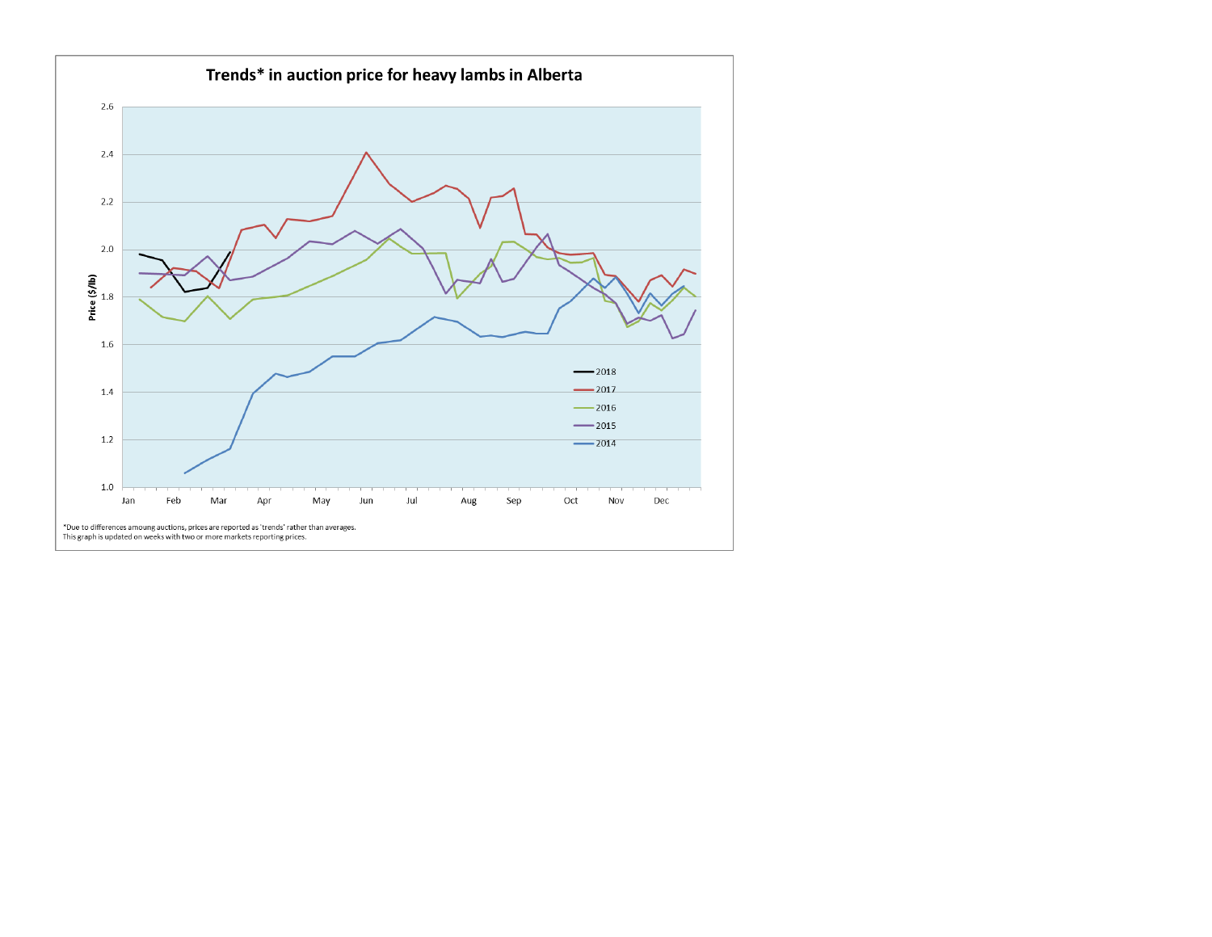# Trends* in auction price for heavy lambs in Alberta

Price ($/lb)

2.6
2.4
2.2
2.0
1.8
1.6
1.4
1.2
1.0

Jan Feb Mar Apr May Jun Jul Aug Sep Oct Nov Dec

2018
2017
2016
2015
2014

*Due to differences amoung auctions, prices are reported as 'trends' rather than averages.
This graph is updated on weeks with two or more markets reporting prices.